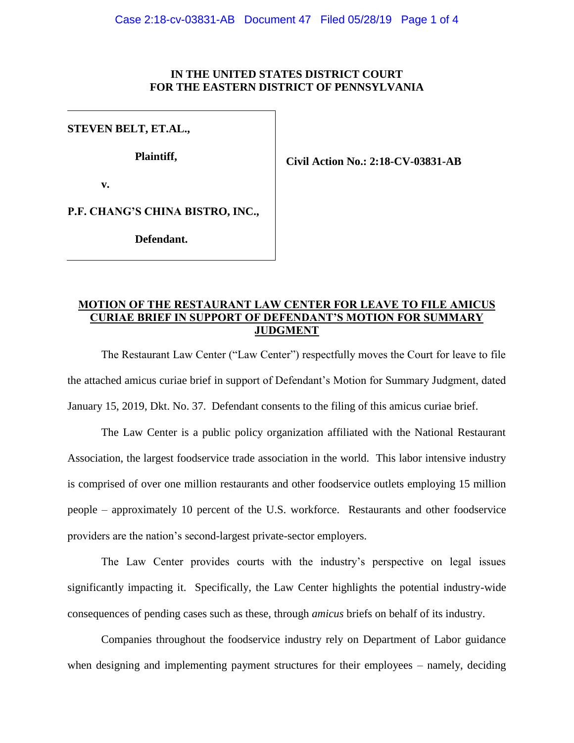**IN THE UNITED STATES DISTRICT COURT**
**FOR THE EASTERN DISTRICT OF PENNSYLVANIA**

| | |
|---|---|
| **STEVEN BELT, ET.AL.,** | |
| **Plaintiff,** | **Civil Action No.: 2:18-CV-03831-AB** |
| **v.** | |
| **P.F. CHANG'S CHINA BISTRO, INC.,** | |
| **Defendant.** | |

**MOTION OF THE RESTAURANT LAW CENTER FOR LEAVE TO FILE AMICUS CURIAE BRIEF IN SUPPORT OF DEFENDANT'S MOTION FOR SUMMARY JUDGMENT**

The Restaurant Law Center ("Law Center") respectfully moves the Court for leave to file the attached amicus curiae brief in support of Defendant's Motion for Summary Judgment, dated January 15, 2019, Dkt. No. 37. Defendant consents to the filing of this amicus curiae brief.

The Law Center is a public policy organization affiliated with the National Restaurant Association, the largest foodservice trade association in the world. This labor intensive industry is comprised of over one million restaurants and other foodservice outlets employing 15 million people – approximately 10 percent of the U.S. workforce. Restaurants and other foodservice providers are the nation's second-largest private-sector employers.

The Law Center provides courts with the industry's perspective on legal issues significantly impacting it. Specifically, the Law Center highlights the potential industry-wide consequences of pending cases such as these, through *amicus* briefs on behalf of its industry.

Companies throughout the foodservice industry rely on Department of Labor guidance when designing and implementing payment structures for their employees – namely, deciding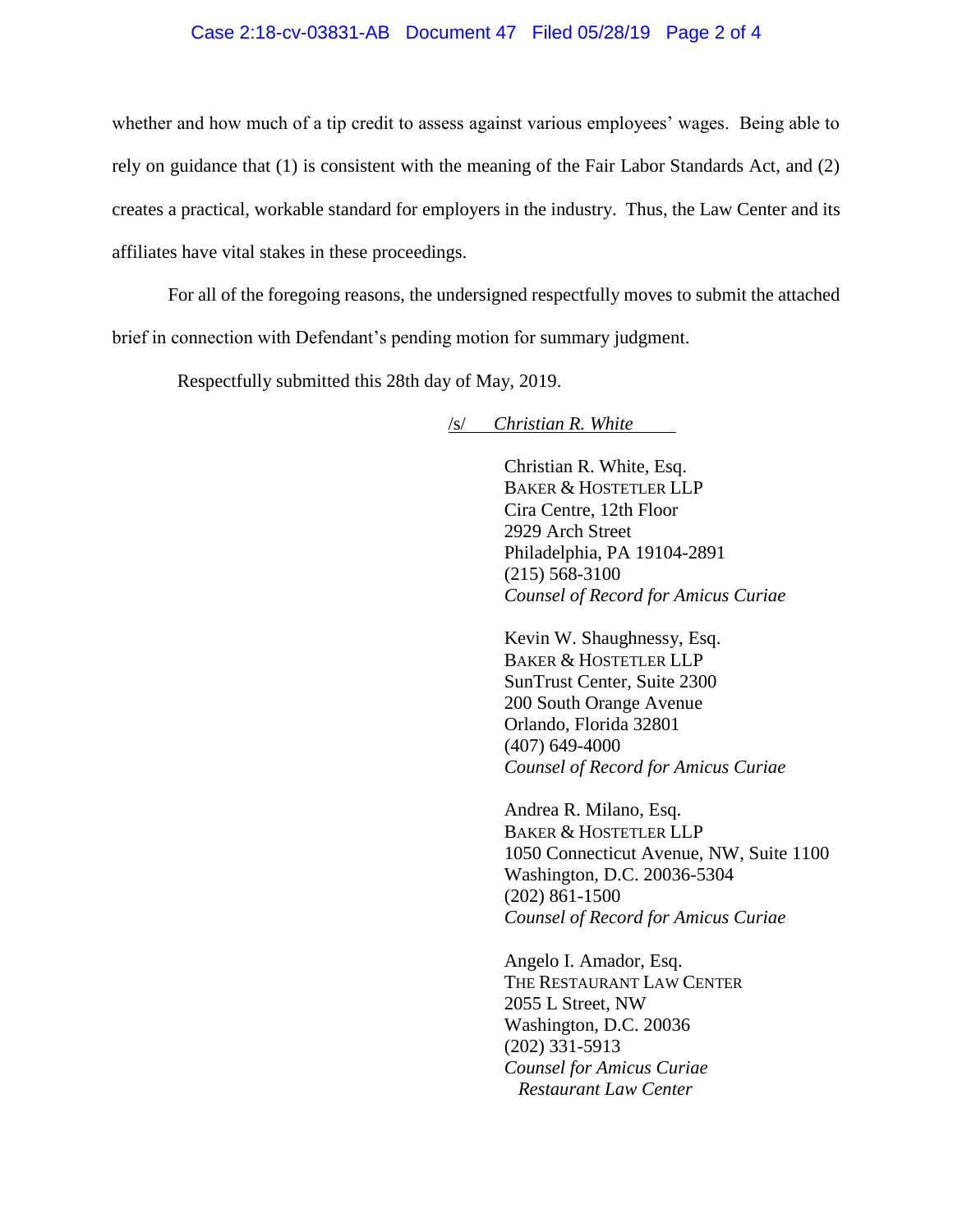whether and how much of a tip credit to assess against various employees' wages. Being able to rely on guidance that (1) is consistent with the meaning of the Fair Labor Standards Act, and (2) creates a practical, workable standard for employers in the industry. Thus, the Law Center and its affiliates have vital stakes in these proceedings.

For all of the foregoing reasons, the undersigned respectfully moves to submit the attached brief in connection with Defendant's pending motion for summary judgment.

Respectfully submitted this 28th day of May, 2019.

/s/ *Christian R. White*

Christian R. White, Esq.
BAKER & HOSTETLER LLP
Cira Centre, 12th Floor
2929 Arch Street
Philadelphia, PA 19104-2891
(215) 568-3100
*Counsel of Record for Amicus Curiae*

Kevin W. Shaughnessy, Esq.
BAKER & HOSTETLER LLP
SunTrust Center, Suite 2300
200 South Orange Avenue
Orlando, Florida 32801
(407) 649-4000
*Counsel of Record for Amicus Curiae*

Andrea R. Milano, Esq.
BAKER & HOSTETLER LLP
1050 Connecticut Avenue, NW, Suite 1100
Washington, D.C. 20036-5304
(202) 861-1500
*Counsel of Record for Amicus Curiae*

Angelo I. Amador, Esq.
THE RESTAURANT LAW CENTER
2055 L Street, NW
Washington, D.C. 20036
(202) 331-5913
*Counsel for Amicus Curiae*
*Restaurant Law Center*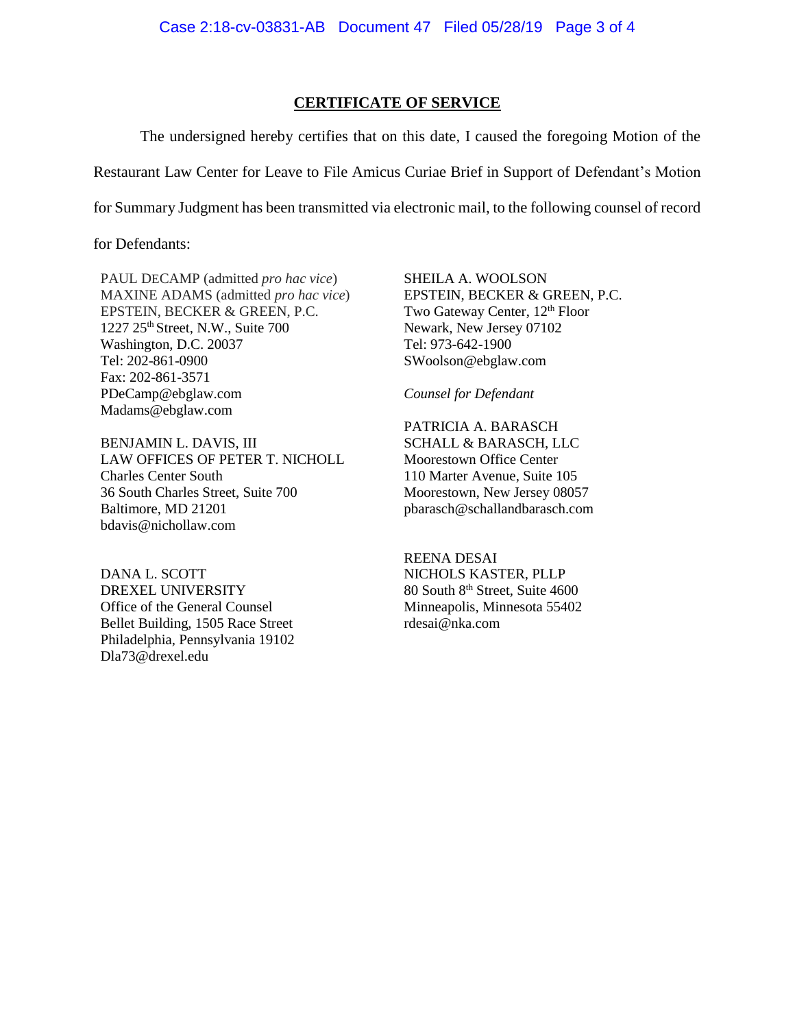## CERTIFICATE OF SERVICE

The undersigned hereby certifies that on this date, I caused the foregoing Motion of the Restaurant Law Center for Leave to File Amicus Curiae Brief in Support of Defendant's Motion for Summary Judgment has been transmitted via electronic mail, to the following counsel of record for Defendants:

PAUL DECAMP (admitted *pro hac vice*)
MAXINE ADAMS (admitted *pro hac vice*)
EPSTEIN, BECKER & GREEN, P.C.
1227 25th Street, N.W., Suite 700
Washington, D.C. 20037
Tel: 202-861-0900
Fax: 202-861-3571
PDeCamp@ebglaw.com
Madams@ebglaw.com

SHEILA A. WOOLSON
EPSTEIN, BECKER & GREEN, P.C.
Two Gateway Center, 12th Floor
Newark, New Jersey 07102
Tel: 973-642-1900
SWoolson@ebglaw.com

*Counsel for Defendant*

BENJAMIN L. DAVIS, III
LAW OFFICES OF PETER T. NICHOLL
Charles Center South
36 South Charles Street, Suite 700
Baltimore, MD 21201
bdavis@nichollaw.com

PATRICIA A. BARASCH
SCHALL & BARASCH, LLC
Moorestown Office Center
110 Marter Avenue, Suite 105
Moorestown, New Jersey 08057
pbarasch@schallandbarasch.com

DANA L. SCOTT
DREXEL UNIVERSITY
Office of the General Counsel
Bellet Building, 1505 Race Street
Philadelphia, Pennsylvania 19102
Dla73@drexel.edu

REENA DESAI
NICHOLS KASTER, PLLP
80 South 8th Street, Suite 4600
Minneapolis, Minnesota 55402
rdesai@nka.com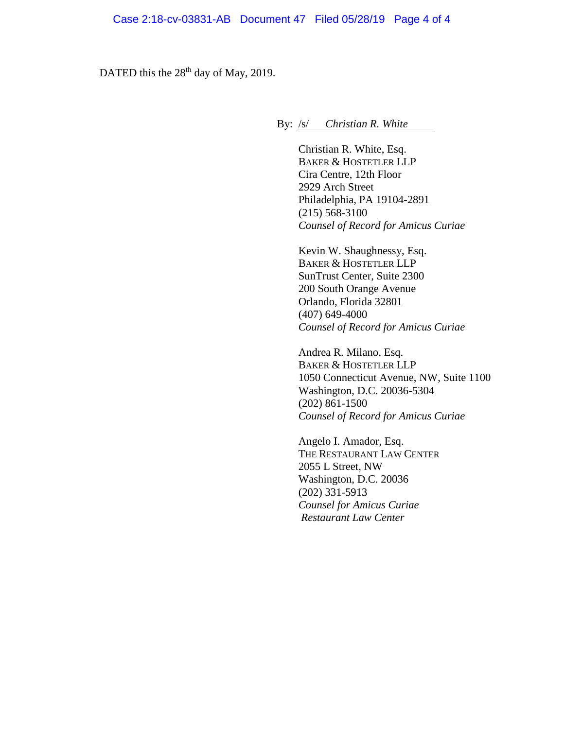DATED this the 28th day of May, 2019.

By: /s/ *Christian R. White*

Christian R. White, Esq.
BAKER & HOSTETLER LLP
Cira Centre, 12th Floor
2929 Arch Street
Philadelphia, PA 19104-2891
(215) 568-3100
*Counsel of Record for Amicus Curiae*

Kevin W. Shaughnessy, Esq.
BAKER & HOSTETLER LLP
SunTrust Center, Suite 2300
200 South Orange Avenue
Orlando, Florida 32801
(407) 649-4000
*Counsel of Record for Amicus Curiae*

Andrea R. Milano, Esq.
BAKER & HOSTETLER LLP
1050 Connecticut Avenue, NW, Suite 1100
Washington, D.C. 20036-5304
(202) 861-1500
*Counsel of Record for Amicus Curiae*

Angelo I. Amador, Esq.
THE RESTAURANT LAW CENTER
2055 L Street, NW
Washington, D.C. 20036
(202) 331-5913
*Counsel for Amicus Curiae*
*Restaurant Law Center*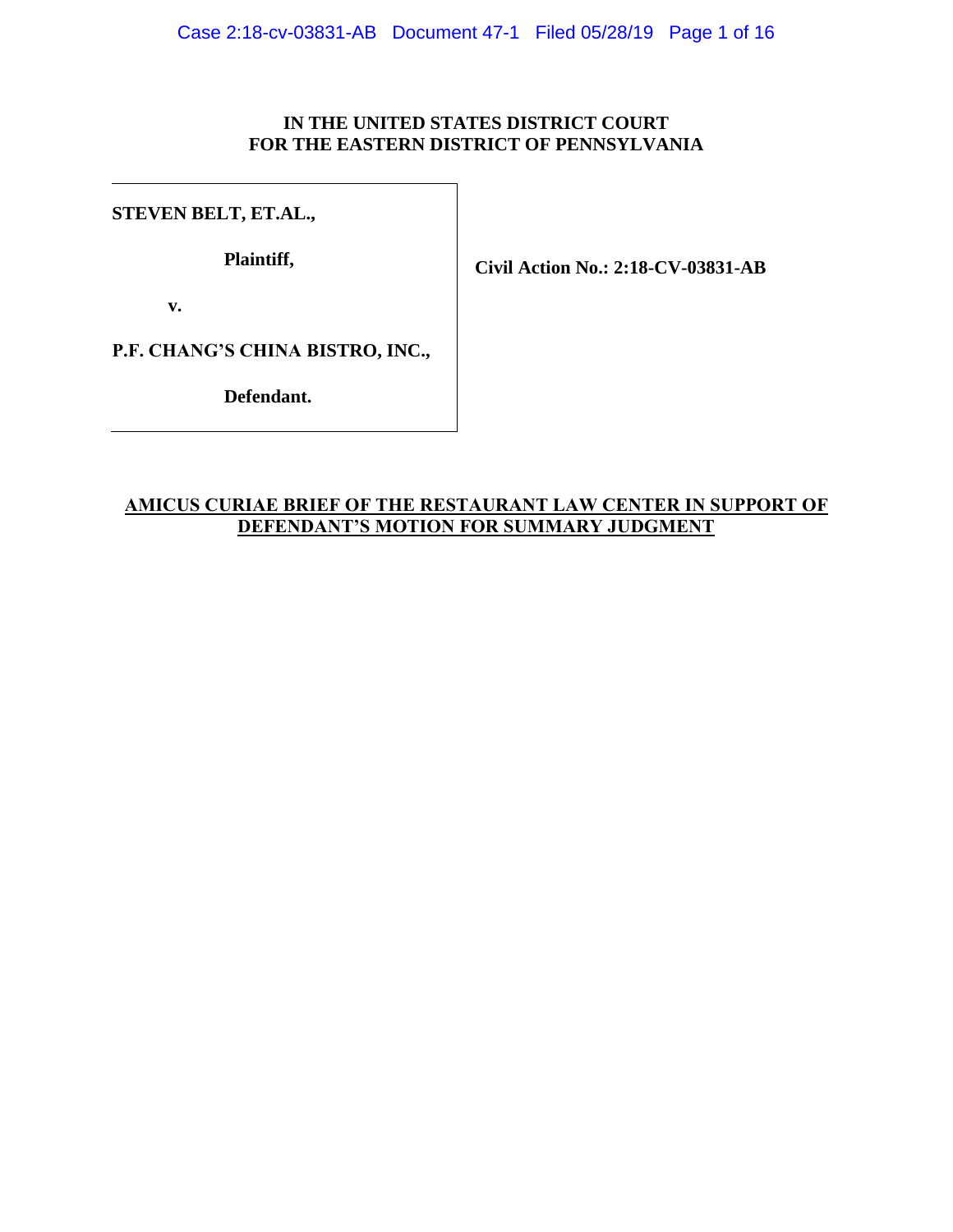**IN THE UNITED STATES DISTRICT COURT**
**FOR THE EASTERN DISTRICT OF PENNSYLVANIA**

| | |
|---|---|
| **STEVEN BELT, ET.AL.,** | |
| **Plaintiff,** | **Civil Action No.: 2:18-CV-03831-AB** |
| **v.** | |
| **P.F. CHANG'S CHINA BISTRO, INC.,** | |
| **Defendant.** | |

**AMICUS CURIAE BRIEF OF THE RESTAURANT LAW CENTER IN SUPPORT OF DEFENDANT'S MOTION FOR SUMMARY JUDGMENT**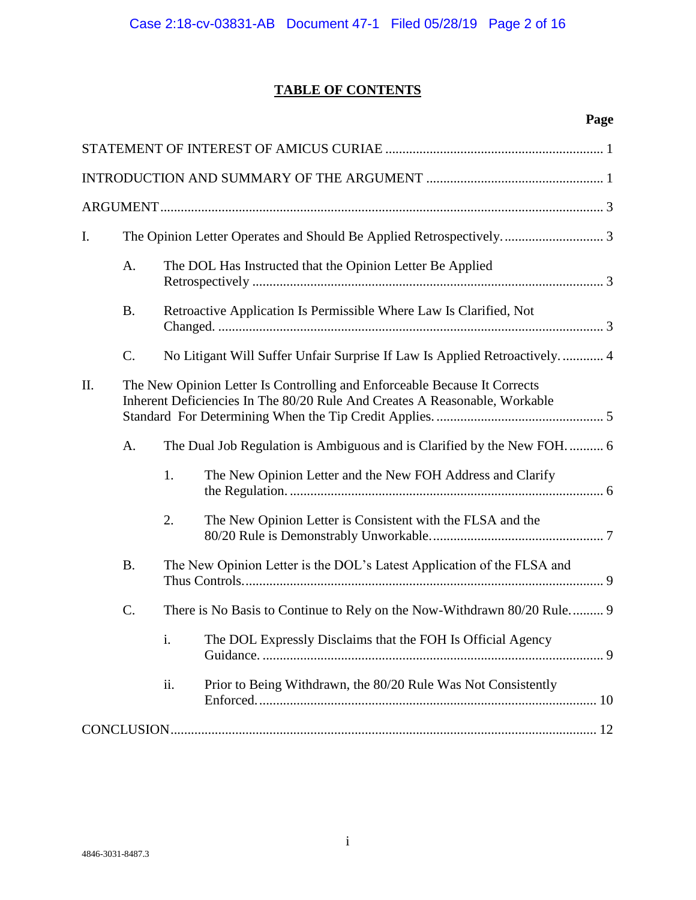# TABLE OF CONTENTS

| | | | Page |
|---|---|---|---|
| STATEMENT OF INTEREST OF AMICUS CURIAE | | | 1 |
| INTRODUCTION AND SUMMARY OF THE ARGUMENT | | | 1 |
| ARGUMENT | | | 3 |
| I. | The Opinion Letter Operates and Should Be Applied Retrospectively. | | 3 |
| | A. | The DOL Has Instructed that the Opinion Letter Be Applied Retrospectively | 3 |
| | B. | Retroactive Application Is Permissible Where Law Is Clarified, Not Changed. | 3 |
| | C. | No Litigant Will Suffer Unfair Surprise If Law Is Applied Retroactively. | 4 |
| II. | The New Opinion Letter Is Controlling and Enforceable Because It Corrects Inherent Deficiencies In The 80/20 Rule And Creates A Reasonable, Workable Standard For Determining When the Tip Credit Applies. | | 5 |
| | A. | The Dual Job Regulation is Ambiguous and is Clarified by the New FOH. | 6 |
| | | 1. The New Opinion Letter and the New FOH Address and Clarify the Regulation. | 6 |
| | | 2. The New Opinion Letter is Consistent with the FLSA and the 80/20 Rule is Demonstrably Unworkable. | 7 |
| | B. | The New Opinion Letter is the DOL's Latest Application of the FLSA and Thus Controls. | 9 |
| | C. | There is No Basis to Continue to Rely on the Now-Withdrawn 80/20 Rule. | 9 |
| | | i. The DOL Expressly Disclaims that the FOH Is Official Agency Guidance. | 9 |
| | | ii. Prior to Being Withdrawn, the 80/20 Rule Was Not Consistently Enforced. | 10 |
| CONCLUSION | | | 12 |

4846-3031-8487.3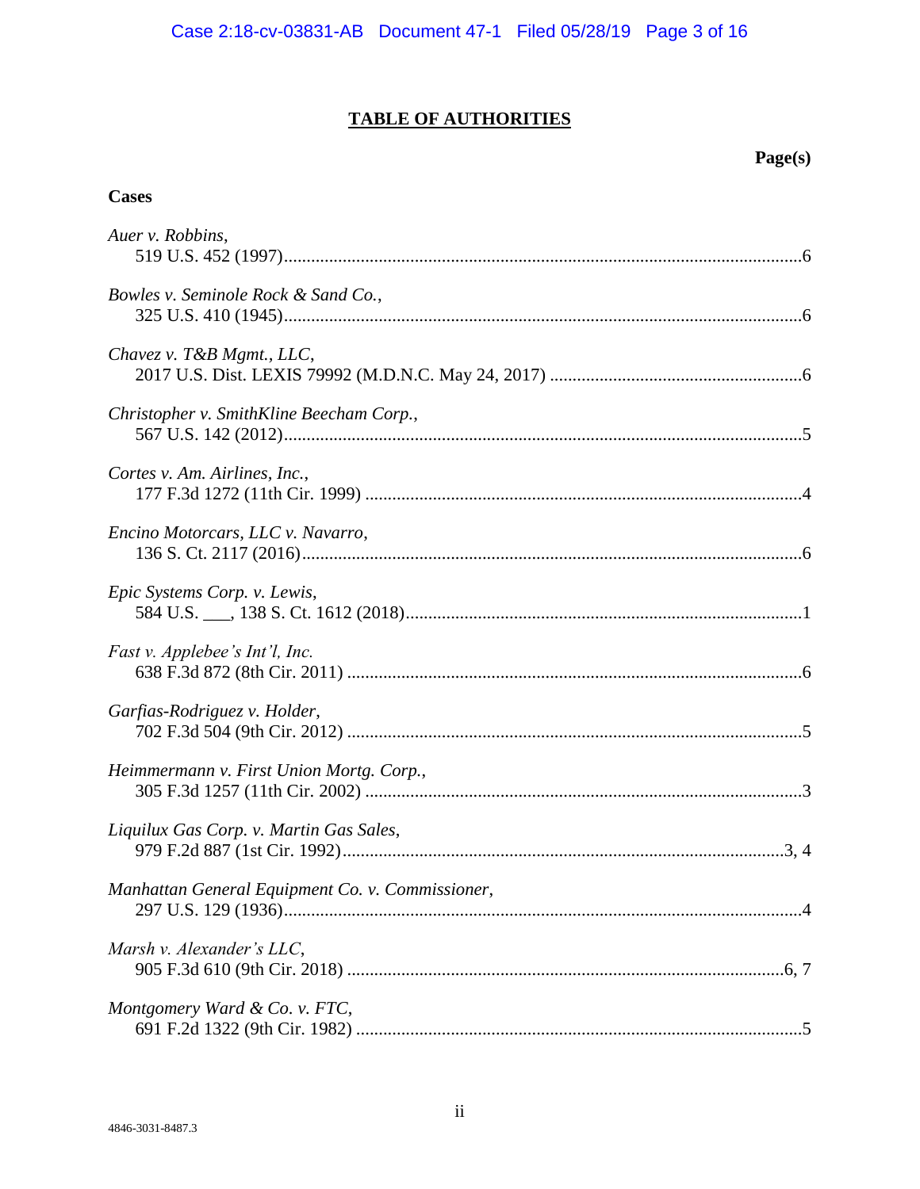## TABLE OF AUTHORITIES

| | Page(s) |
|---|---|
| **Cases** | |
| *Auer v. Robbins*, 519 U.S. 452 (1997) | 6 |
| *Bowles v. Seminole Rock & Sand Co.*, 325 U.S. 410 (1945) | 6 |
| *Chavez v. T&B Mgmt., LLC*, 2017 U.S. Dist. LEXIS 79992 (M.D.N.C. May 24, 2017) | 6 |
| *Christopher v. SmithKline Beecham Corp.*, 567 U.S. 142 (2012) | 5 |
| *Cortes v. Am. Airlines, Inc.*, 177 F.3d 1272 (11th Cir. 1999) | 4 |
| *Encino Motorcars, LLC v. Navarro*, 136 S. Ct. 2117 (2016) | 6 |
| *Epic Systems Corp. v. Lewis*, 584 U.S. ___, 138 S. Ct. 1612 (2018) | 1 |
| *Fast v. Applebee's Int'l, Inc.* 638 F.3d 872 (8th Cir. 2011) | 6 |
| *Garfias-Rodriguez v. Holder*, 702 F.3d 504 (9th Cir. 2012) | 5 |
| *Heimmermann v. First Union Mortg. Corp.*, 305 F.3d 1257 (11th Cir. 2002) | 3 |
| *Liquilux Gas Corp. v. Martin Gas Sales*, 979 F.2d 887 (1st Cir. 1992) | 3, 4 |
| *Manhattan General Equipment Co. v. Commissioner*, 297 U.S. 129 (1936) | 4 |
| *Marsh v. Alexander's LLC*, 905 F.3d 610 (9th Cir. 2018) | 6, 7 |
| *Montgomery Ward & Co. v. FTC*, 691 F.2d 1322 (9th Cir. 1982) | 5 |

4846-3031-8487.3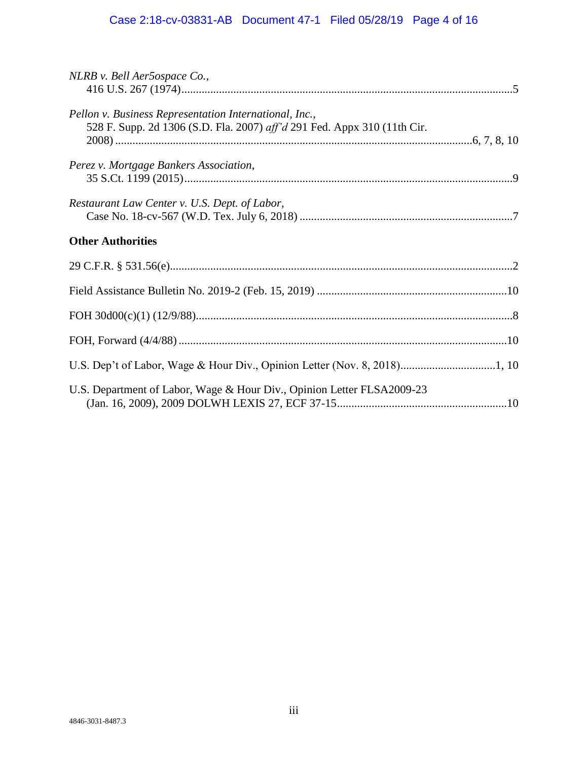*NLRB v. Bell Aer5ospace Co.*,
416 U.S. 267 (1974)....................................................................................................................5

*Pellon v. Business Representation International, Inc.*,
528 F. Supp. 2d 1306 (S.D. Fla. 2007) *aff'd* 291 Fed. Appx 310 (11th Cir. 2008) ..........................................................................................................................6, 7, 8, 10

*Perez v. Mortgage Bankers Association*,
35 S.Ct. 1199 (2015)...................................................................................................................9

*Restaurant Law Center v. U.S. Dept. of Labor*,
Case No. 18-cv-567 (W.D. Tex. July 6, 2018) ..........................................................................7

**Other Authorities**

29 C.F.R. § 531.56(e)......................................................................................................................2

Field Assistance Bulletin No. 2019-2 (Feb. 15, 2019) .................................................................10

FOH 30d00(c)(1) (12/9/88).............................................................................................................8

FOH, Forward (4/4/88) .................................................................................................................10

U.S. Dep't of Labor, Wage & Hour Div., Opinion Letter (Nov. 8, 2018)................................1, 10

U.S. Department of Labor, Wage & Hour Div., Opinion Letter FLSA2009-23
(Jan. 16, 2009), 2009 DOLWH LEXIS 27, ECF 37-15..........................................................10

4846-3031-8487.3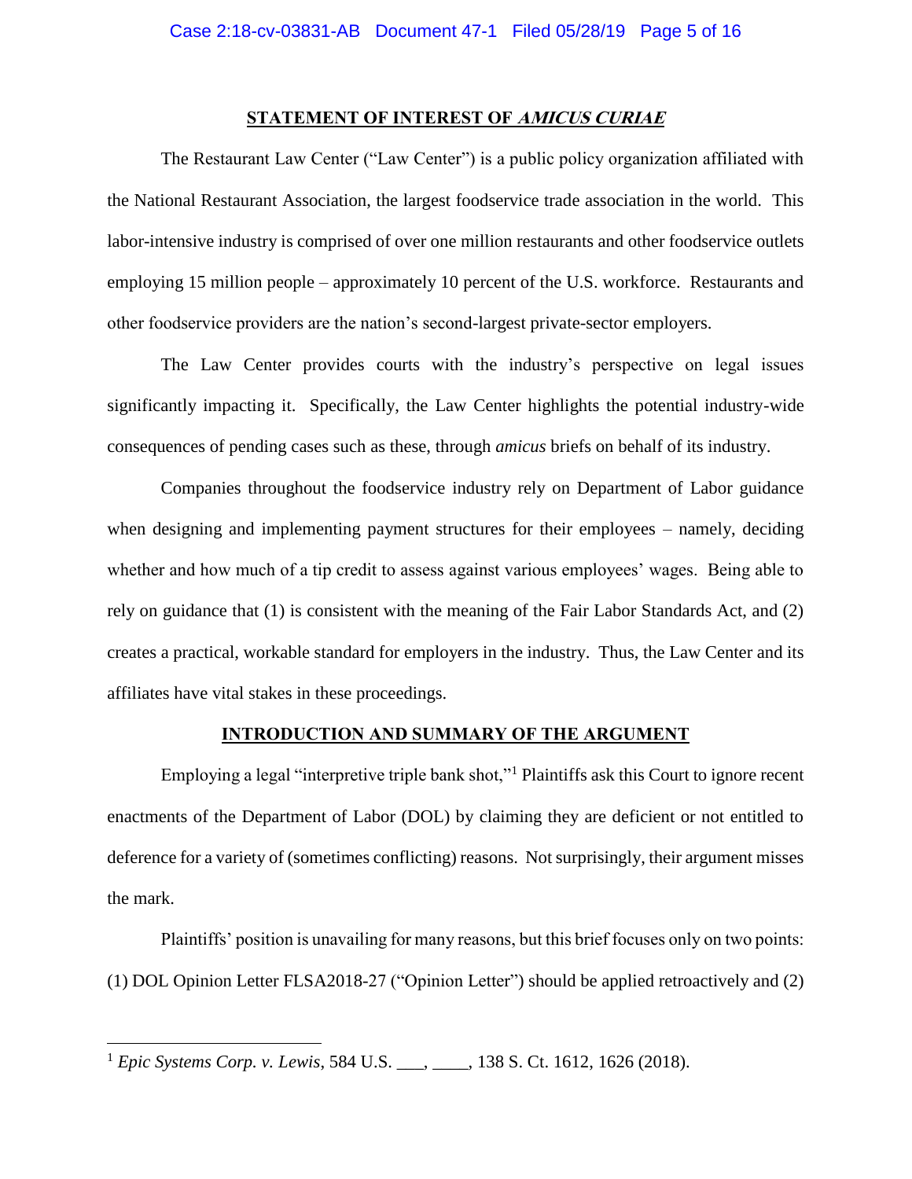## STATEMENT OF INTEREST OF *AMICUS CURIAE*

The Restaurant Law Center ("Law Center") is a public policy organization affiliated with the National Restaurant Association, the largest foodservice trade association in the world. This labor-intensive industry is comprised of over one million restaurants and other foodservice outlets employing 15 million people – approximately 10 percent of the U.S. workforce. Restaurants and other foodservice providers are the nation's second-largest private-sector employers.

The Law Center provides courts with the industry's perspective on legal issues significantly impacting it. Specifically, the Law Center highlights the potential industry-wide consequences of pending cases such as these, through *amicus* briefs on behalf of its industry.

Companies throughout the foodservice industry rely on Department of Labor guidance when designing and implementing payment structures for their employees – namely, deciding whether and how much of a tip credit to assess against various employees' wages. Being able to rely on guidance that (1) is consistent with the meaning of the Fair Labor Standards Act, and (2) creates a practical, workable standard for employers in the industry. Thus, the Law Center and its affiliates have vital stakes in these proceedings.

## INTRODUCTION AND SUMMARY OF THE ARGUMENT

Employing a legal "interpretive triple bank shot,"[1] Plaintiffs ask this Court to ignore recent enactments of the Department of Labor (DOL) by claiming they are deficient or not entitled to deference for a variety of (sometimes conflicting) reasons. Not surprisingly, their argument misses the mark.

Plaintiffs' position is unavailing for many reasons, but this brief focuses only on two points: (1) DOL Opinion Letter FLSA2018-27 ("Opinion Letter") should be applied retroactively and (2)

---

[1] *Epic Systems Corp. v. Lewis*, 584 U.S. ___, ____, 138 S. Ct. 1612, 1626 (2018).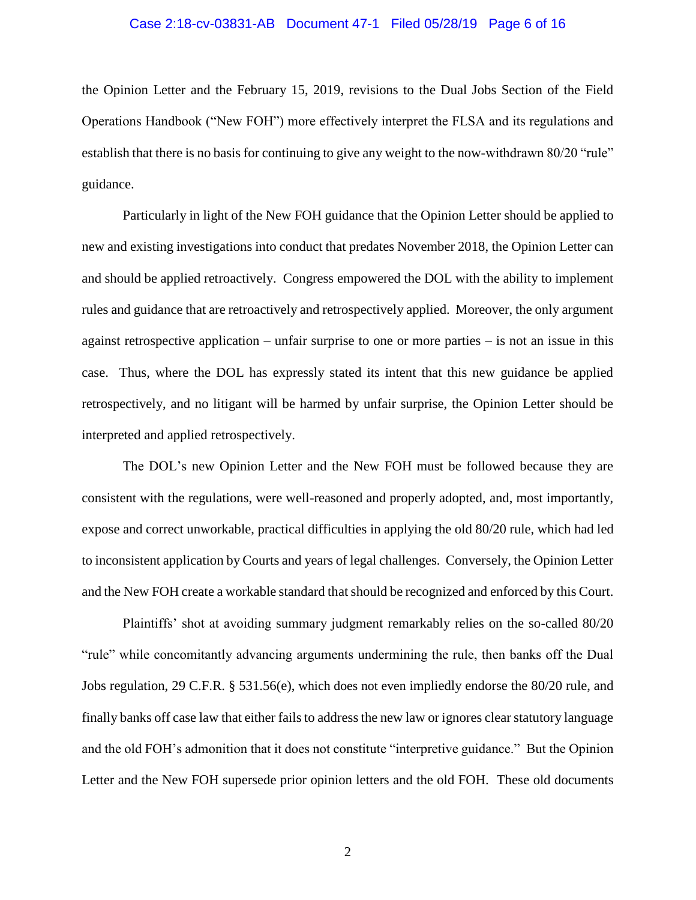the Opinion Letter and the February 15, 2019, revisions to the Dual Jobs Section of the Field Operations Handbook ("New FOH") more effectively interpret the FLSA and its regulations and establish that there is no basis for continuing to give any weight to the now-withdrawn 80/20 "rule" guidance.

Particularly in light of the New FOH guidance that the Opinion Letter should be applied to new and existing investigations into conduct that predates November 2018, the Opinion Letter can and should be applied retroactively. Congress empowered the DOL with the ability to implement rules and guidance that are retroactively and retrospectively applied. Moreover, the only argument against retrospective application – unfair surprise to one or more parties – is not an issue in this case. Thus, where the DOL has expressly stated its intent that this new guidance be applied retrospectively, and no litigant will be harmed by unfair surprise, the Opinion Letter should be interpreted and applied retrospectively.

The DOL's new Opinion Letter and the New FOH must be followed because they are consistent with the regulations, were well-reasoned and properly adopted, and, most importantly, expose and correct unworkable, practical difficulties in applying the old 80/20 rule, which had led to inconsistent application by Courts and years of legal challenges. Conversely, the Opinion Letter and the New FOH create a workable standard that should be recognized and enforced by this Court.

Plaintiffs' shot at avoiding summary judgment remarkably relies on the so-called 80/20 "rule" while concomitantly advancing arguments undermining the rule, then banks off the Dual Jobs regulation, 29 C.F.R. § 531.56(e), which does not even impliedly endorse the 80/20 rule, and finally banks off case law that either fails to address the new law or ignores clear statutory language and the old FOH's admonition that it does not constitute "interpretive guidance." But the Opinion Letter and the New FOH supersede prior opinion letters and the old FOH. These old documents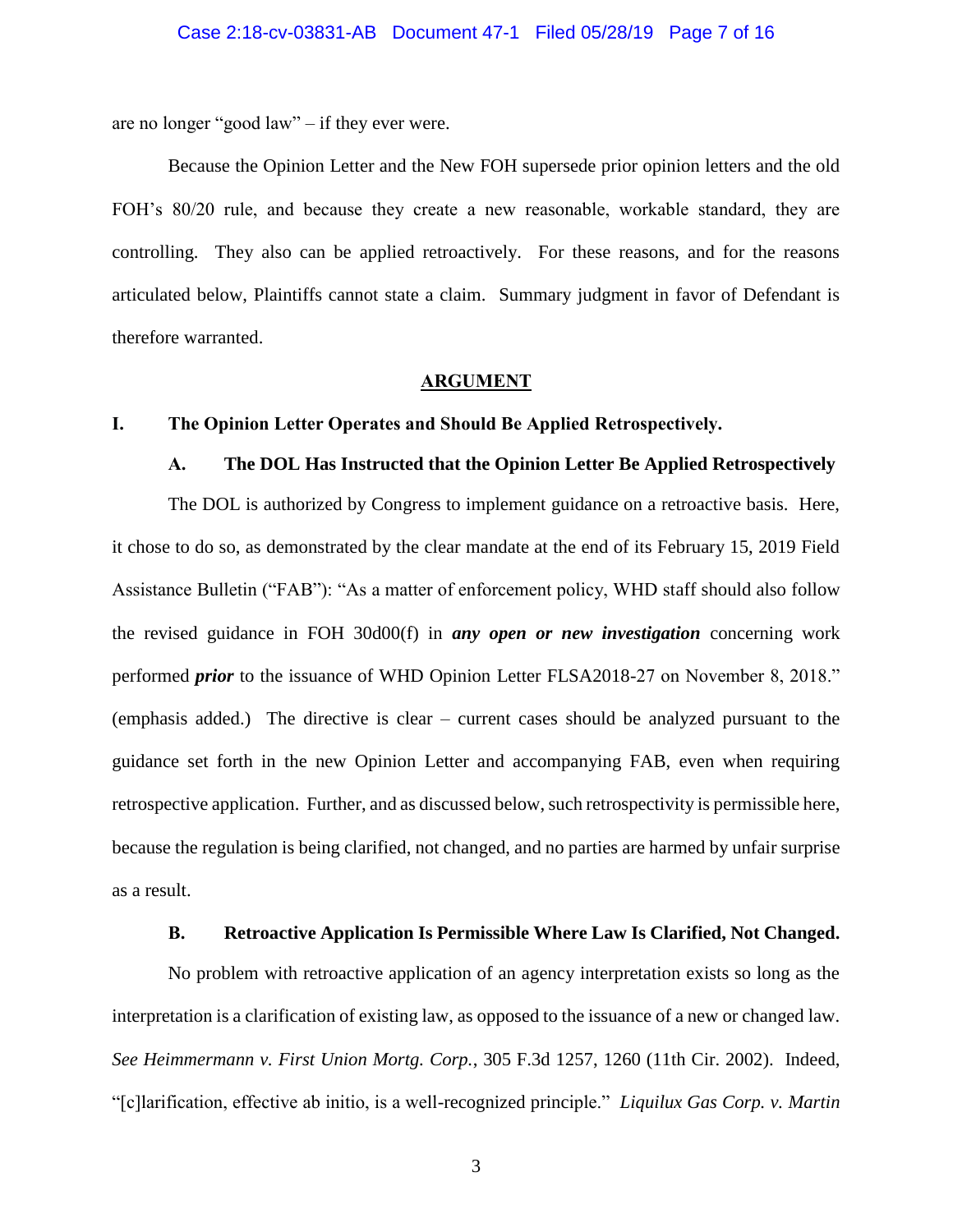are no longer "good law" – if they ever were.

Because the Opinion Letter and the New FOH supersede prior opinion letters and the old FOH's 80/20 rule, and because they create a new reasonable, workable standard, they are controlling. They also can be applied retroactively. For these reasons, and for the reasons articulated below, Plaintiffs cannot state a claim. Summary judgment in favor of Defendant is therefore warranted.

## ARGUMENT

### I. The Opinion Letter Operates and Should Be Applied Retrospectively.

#### A. The DOL Has Instructed that the Opinion Letter Be Applied Retrospectively

The DOL is authorized by Congress to implement guidance on a retroactive basis. Here, it chose to do so, as demonstrated by the clear mandate at the end of its February 15, 2019 Field Assistance Bulletin ("FAB"): "As a matter of enforcement policy, WHD staff should also follow the revised guidance in FOH 30d00(f) in ***any open or new investigation*** concerning work performed ***prior*** to the issuance of WHD Opinion Letter FLSA2018-27 on November 8, 2018." (emphasis added.) The directive is clear – current cases should be analyzed pursuant to the guidance set forth in the new Opinion Letter and accompanying FAB, even when requiring retrospective application. Further, and as discussed below, such retrospectivity is permissible here, because the regulation is being clarified, not changed, and no parties are harmed by unfair surprise as a result.

#### B. Retroactive Application Is Permissible Where Law Is Clarified, Not Changed.

No problem with retroactive application of an agency interpretation exists so long as the interpretation is a clarification of existing law, as opposed to the issuance of a new or changed law. *See Heimmermann v. First Union Mortg. Corp.*, 305 F.3d 1257, 1260 (11th Cir. 2002). Indeed, "[c]larification, effective ab initio, is a well-recognized principle." *Liquilux Gas Corp. v. Martin*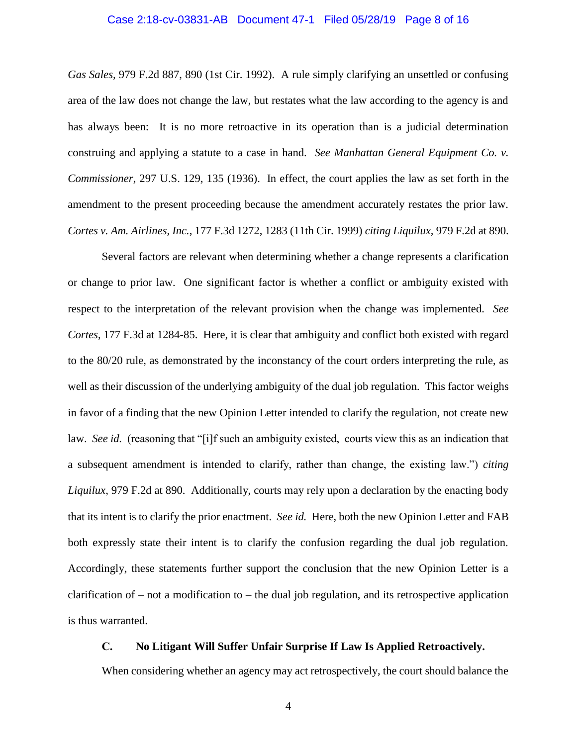*Gas Sales*, 979 F.2d 887, 890 (1st Cir. 1992). A rule simply clarifying an unsettled or confusing area of the law does not change the law, but restates what the law according to the agency is and has always been: It is no more retroactive in its operation than is a judicial determination construing and applying a statute to a case in hand. *See Manhattan General Equipment Co. v. Commissioner*, 297 U.S. 129, 135 (1936). In effect, the court applies the law as set forth in the amendment to the present proceeding because the amendment accurately restates the prior law. *Cortes v. Am. Airlines, Inc.*, 177 F.3d 1272, 1283 (11th Cir. 1999) *citing Liquilux*, 979 F.2d at 890.

Several factors are relevant when determining whether a change represents a clarification or change to prior law. One significant factor is whether a conflict or ambiguity existed with respect to the interpretation of the relevant provision when the change was implemented. *See Cortes*, 177 F.3d at 1284-85. Here, it is clear that ambiguity and conflict both existed with regard to the 80/20 rule, as demonstrated by the inconstancy of the court orders interpreting the rule, as well as their discussion of the underlying ambiguity of the dual job regulation. This factor weighs in favor of a finding that the new Opinion Letter intended to clarify the regulation, not create new law. *See id.* (reasoning that "[i]f such an ambiguity existed, courts view this as an indication that a subsequent amendment is intended to clarify, rather than change, the existing law.") *citing Liquilux*, 979 F.2d at 890. Additionally, courts may rely upon a declaration by the enacting body that its intent is to clarify the prior enactment. *See id.* Here, both the new Opinion Letter and FAB both expressly state their intent is to clarify the confusion regarding the dual job regulation. Accordingly, these statements further support the conclusion that the new Opinion Letter is a clarification of – not a modification to – the dual job regulation, and its retrospective application is thus warranted.

### C. No Litigant Will Suffer Unfair Surprise If Law Is Applied Retroactively.

When considering whether an agency may act retrospectively, the court should balance the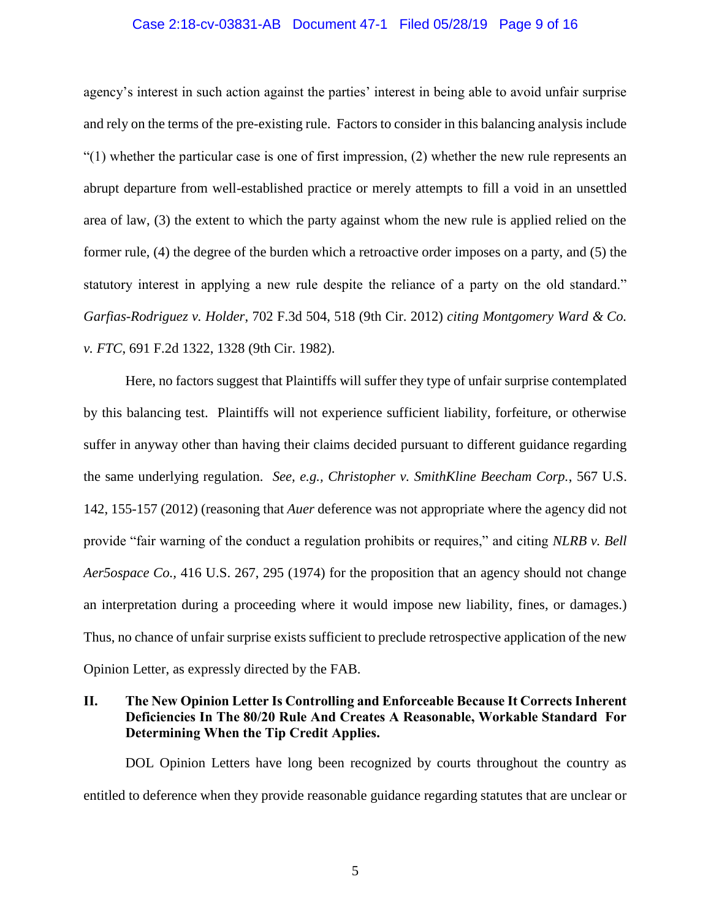agency's interest in such action against the parties' interest in being able to avoid unfair surprise and rely on the terms of the pre-existing rule. Factors to consider in this balancing analysis include "(1) whether the particular case is one of first impression, (2) whether the new rule represents an abrupt departure from well-established practice or merely attempts to fill a void in an unsettled area of law, (3) the extent to which the party against whom the new rule is applied relied on the former rule, (4) the degree of the burden which a retroactive order imposes on a party, and (5) the statutory interest in applying a new rule despite the reliance of a party on the old standard." *Garfias-Rodriguez v. Holder*, 702 F.3d 504, 518 (9th Cir. 2012) *citing Montgomery Ward & Co. v. FTC*, 691 F.2d 1322, 1328 (9th Cir. 1982).

Here, no factors suggest that Plaintiffs will suffer they type of unfair surprise contemplated by this balancing test. Plaintiffs will not experience sufficient liability, forfeiture, or otherwise suffer in anyway other than having their claims decided pursuant to different guidance regarding the same underlying regulation. *See, e.g., Christopher v. SmithKline Beecham Corp.*, 567 U.S. 142, 155-157 (2012) (reasoning that *Auer* deference was not appropriate where the agency did not provide "fair warning of the conduct a regulation prohibits or requires," and citing *NLRB v. Bell Aer5ospace Co.*, 416 U.S. 267, 295 (1974) for the proposition that an agency should not change an interpretation during a proceeding where it would impose new liability, fines, or damages.) Thus, no chance of unfair surprise exists sufficient to preclude retrospective application of the new Opinion Letter, as expressly directed by the FAB.

## II. The New Opinion Letter Is Controlling and Enforceable Because It Corrects Inherent Deficiencies In The 80/20 Rule And Creates A Reasonable, Workable Standard For Determining When the Tip Credit Applies.

DOL Opinion Letters have long been recognized by courts throughout the country as entitled to deference when they provide reasonable guidance regarding statutes that are unclear or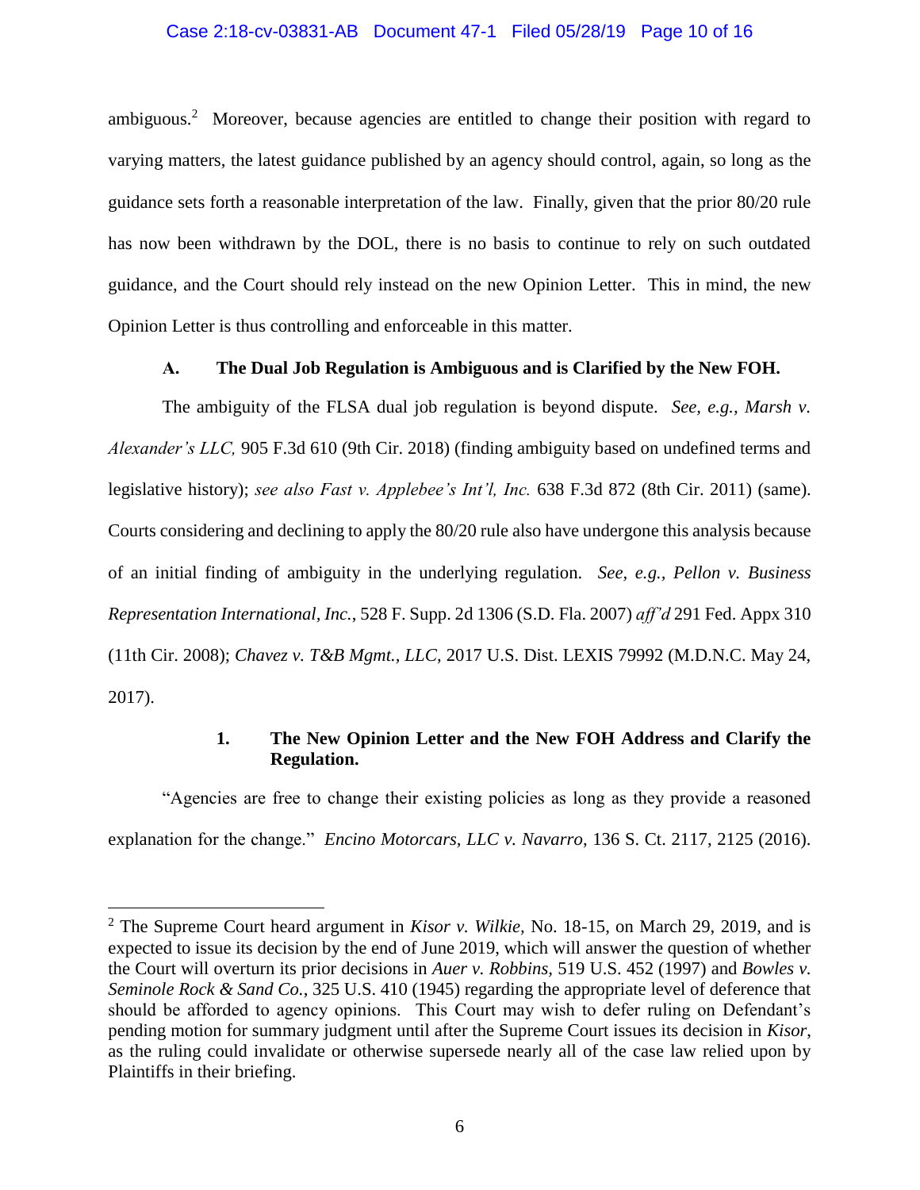ambiguous.[2] Moreover, because agencies are entitled to change their position with regard to varying matters, the latest guidance published by an agency should control, again, so long as the guidance sets forth a reasonable interpretation of the law. Finally, given that the prior 80/20 rule has now been withdrawn by the DOL, there is no basis to continue to rely on such outdated guidance, and the Court should rely instead on the new Opinion Letter. This in mind, the new Opinion Letter is thus controlling and enforceable in this matter.

### A. The Dual Job Regulation is Ambiguous and is Clarified by the New FOH.

The ambiguity of the FLSA dual job regulation is beyond dispute. *See, e.g., Marsh v. Alexander's LLC,* 905 F.3d 610 (9th Cir. 2018) (finding ambiguity based on undefined terms and legislative history); *see also Fast v. Applebee's Int'l, Inc.* 638 F.3d 872 (8th Cir. 2011) (same). Courts considering and declining to apply the 80/20 rule also have undergone this analysis because of an initial finding of ambiguity in the underlying regulation. *See, e.g.*, *Pellon v. Business Representation International, Inc.*, 528 F. Supp. 2d 1306 (S.D. Fla. 2007) *aff'd* 291 Fed. Appx 310 (11th Cir. 2008); *Chavez v. T&B Mgmt., LLC*, 2017 U.S. Dist. LEXIS 79992 (M.D.N.C. May 24, 2017).

#### 1. The New Opinion Letter and the New FOH Address and Clarify the Regulation.

"Agencies are free to change their existing policies as long as they provide a reasoned explanation for the change." *Encino Motorcars, LLC v. Navarro*, 136 S. Ct. 2117, 2125 (2016).

---

[2] The Supreme Court heard argument in *Kisor v. Wilkie*, No. 18-15, on March 29, 2019, and is expected to issue its decision by the end of June 2019, which will answer the question of whether the Court will overturn its prior decisions in *Auer v. Robbins*, 519 U.S. 452 (1997) and *Bowles v. Seminole Rock & Sand Co.*, 325 U.S. 410 (1945) regarding the appropriate level of deference that should be afforded to agency opinions. This Court may wish to defer ruling on Defendant's pending motion for summary judgment until after the Supreme Court issues its decision in *Kisor*, as the ruling could invalidate or otherwise supersede nearly all of the case law relied upon by Plaintiffs in their briefing.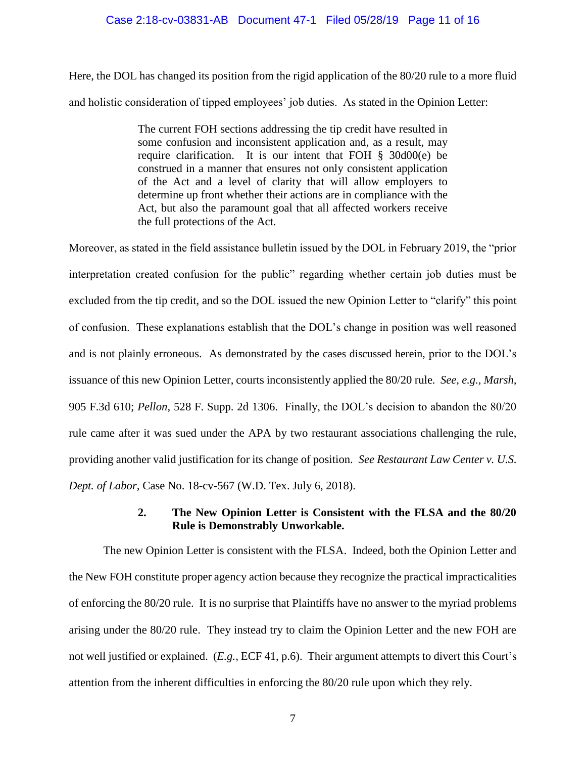Here, the DOL has changed its position from the rigid application of the 80/20 rule to a more fluid and holistic consideration of tipped employees' job duties. As stated in the Opinion Letter:

> The current FOH sections addressing the tip credit have resulted in some confusion and inconsistent application and, as a result, may require clarification. It is our intent that FOH § 30d00(e) be construed in a manner that ensures not only consistent application of the Act and a level of clarity that will allow employers to determine up front whether their actions are in compliance with the Act, but also the paramount goal that all affected workers receive the full protections of the Act.

Moreover, as stated in the field assistance bulletin issued by the DOL in February 2019, the "prior interpretation created confusion for the public" regarding whether certain job duties must be excluded from the tip credit, and so the DOL issued the new Opinion Letter to "clarify" this point of confusion. These explanations establish that the DOL's change in position was well reasoned and is not plainly erroneous. As demonstrated by the cases discussed herein, prior to the DOL's issuance of this new Opinion Letter, courts inconsistently applied the 80/20 rule. *See, e.g.*, *Marsh*, 905 F.3d 610; *Pellon*, 528 F. Supp. 2d 1306. Finally, the DOL's decision to abandon the 80/20 rule came after it was sued under the APA by two restaurant associations challenging the rule, providing another valid justification for its change of position. *See Restaurant Law Center v. U.S. Dept. of Labor*, Case No. 18-cv-567 (W.D. Tex. July 6, 2018).

### 2. The New Opinion Letter is Consistent with the FLSA and the 80/20 Rule is Demonstrably Unworkable.

The new Opinion Letter is consistent with the FLSA. Indeed, both the Opinion Letter and the New FOH constitute proper agency action because they recognize the practical impracticalities of enforcing the 80/20 rule. It is no surprise that Plaintiffs have no answer to the myriad problems arising under the 80/20 rule. They instead try to claim the Opinion Letter and the new FOH are not well justified or explained. (*E.g.*, ECF 41, p.6). Their argument attempts to divert this Court's attention from the inherent difficulties in enforcing the 80/20 rule upon which they rely.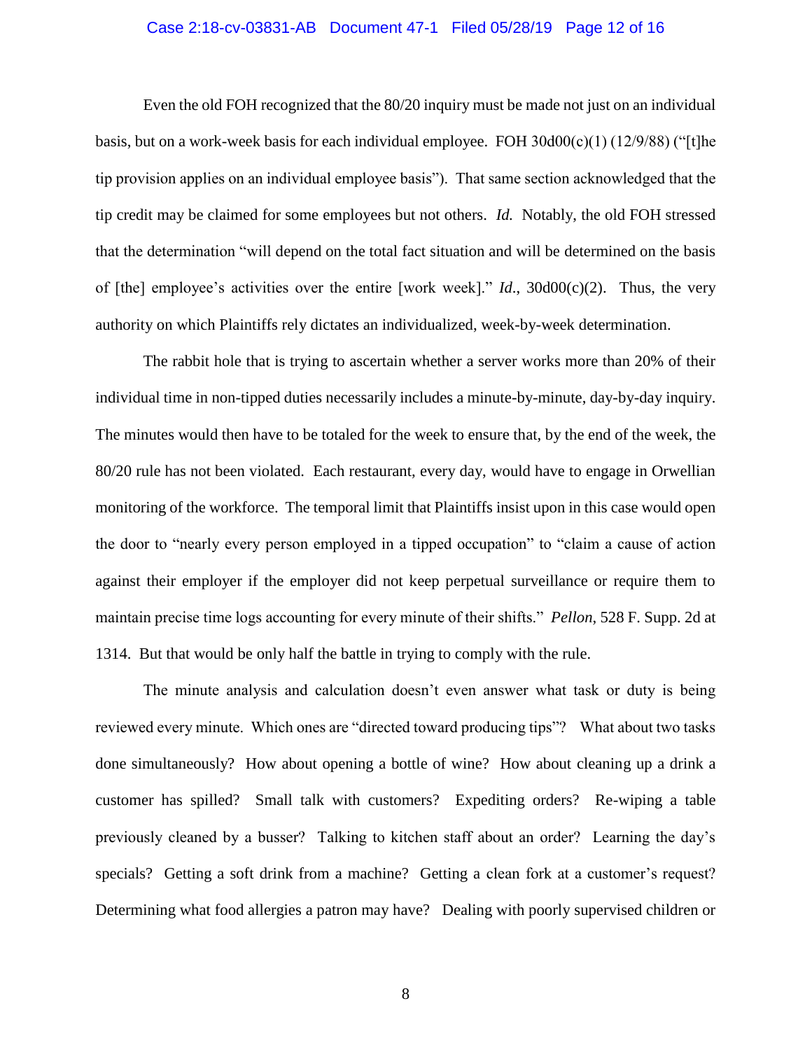Even the old FOH recognized that the 80/20 inquiry must be made not just on an individual basis, but on a work-week basis for each individual employee. FOH 30d00(c)(1) (12/9/88) ("[t]he tip provision applies on an individual employee basis"). That same section acknowledged that the tip credit may be claimed for some employees but not others. *Id.* Notably, the old FOH stressed that the determination "will depend on the total fact situation and will be determined on the basis of [the] employee's activities over the entire [work week]." *Id.*, 30d00(c)(2). Thus, the very authority on which Plaintiffs rely dictates an individualized, week-by-week determination.

The rabbit hole that is trying to ascertain whether a server works more than 20% of their individual time in non-tipped duties necessarily includes a minute-by-minute, day-by-day inquiry. The minutes would then have to be totaled for the week to ensure that, by the end of the week, the 80/20 rule has not been violated. Each restaurant, every day, would have to engage in Orwellian monitoring of the workforce. The temporal limit that Plaintiffs insist upon in this case would open the door to "nearly every person employed in a tipped occupation" to "claim a cause of action against their employer if the employer did not keep perpetual surveillance or require them to maintain precise time logs accounting for every minute of their shifts." *Pellon*, 528 F. Supp. 2d at 1314. But that would be only half the battle in trying to comply with the rule.

The minute analysis and calculation doesn't even answer what task or duty is being reviewed every minute. Which ones are "directed toward producing tips"? What about two tasks done simultaneously? How about opening a bottle of wine? How about cleaning up a drink a customer has spilled? Small talk with customers? Expediting orders? Re-wiping a table previously cleaned by a busser? Talking to kitchen staff about an order? Learning the day's specials? Getting a soft drink from a machine? Getting a clean fork at a customer's request? Determining what food allergies a patron may have? Dealing with poorly supervised children or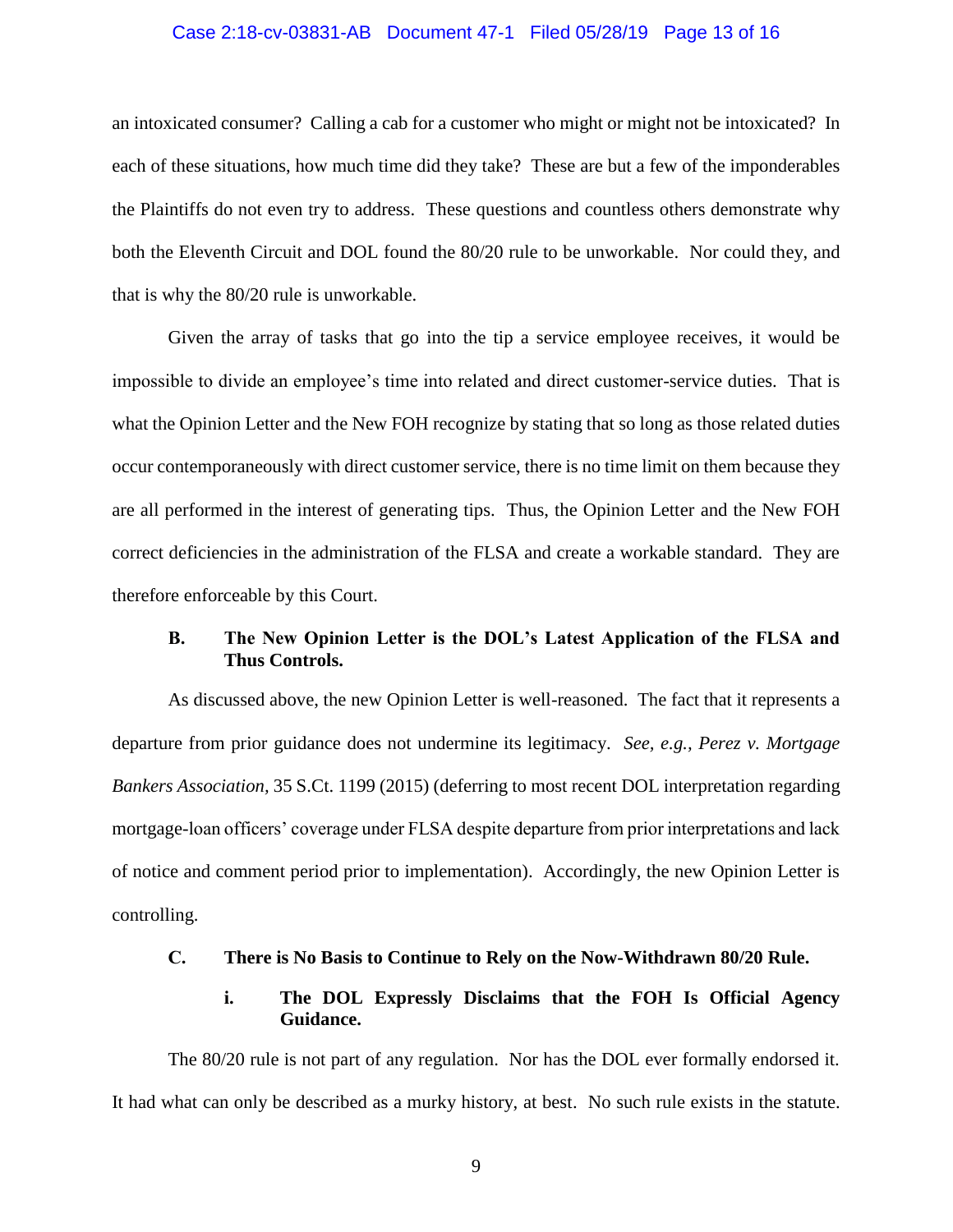an intoxicated consumer? Calling a cab for a customer who might or might not be intoxicated? In each of these situations, how much time did they take? These are but a few of the imponderables the Plaintiffs do not even try to address. These questions and countless others demonstrate why both the Eleventh Circuit and DOL found the 80/20 rule to be unworkable. Nor could they, and that is why the 80/20 rule is unworkable.

Given the array of tasks that go into the tip a service employee receives, it would be impossible to divide an employee's time into related and direct customer-service duties. That is what the Opinion Letter and the New FOH recognize by stating that so long as those related duties occur contemporaneously with direct customer service, there is no time limit on them because they are all performed in the interest of generating tips. Thus, the Opinion Letter and the New FOH correct deficiencies in the administration of the FLSA and create a workable standard. They are therefore enforceable by this Court.

### B. The New Opinion Letter is the DOL's Latest Application of the FLSA and Thus Controls.

As discussed above, the new Opinion Letter is well-reasoned. The fact that it represents a departure from prior guidance does not undermine its legitimacy. *See, e.g.*, *Perez v. Mortgage Bankers Association*, 35 S.Ct. 1199 (2015) (deferring to most recent DOL interpretation regarding mortgage-loan officers' coverage under FLSA despite departure from prior interpretations and lack of notice and comment period prior to implementation). Accordingly, the new Opinion Letter is controlling.

### C. There is No Basis to Continue to Rely on the Now-Withdrawn 80/20 Rule.

#### i. The DOL Expressly Disclaims that the FOH Is Official Agency Guidance.

The 80/20 rule is not part of any regulation. Nor has the DOL ever formally endorsed it. It had what can only be described as a murky history, at best. No such rule exists in the statute.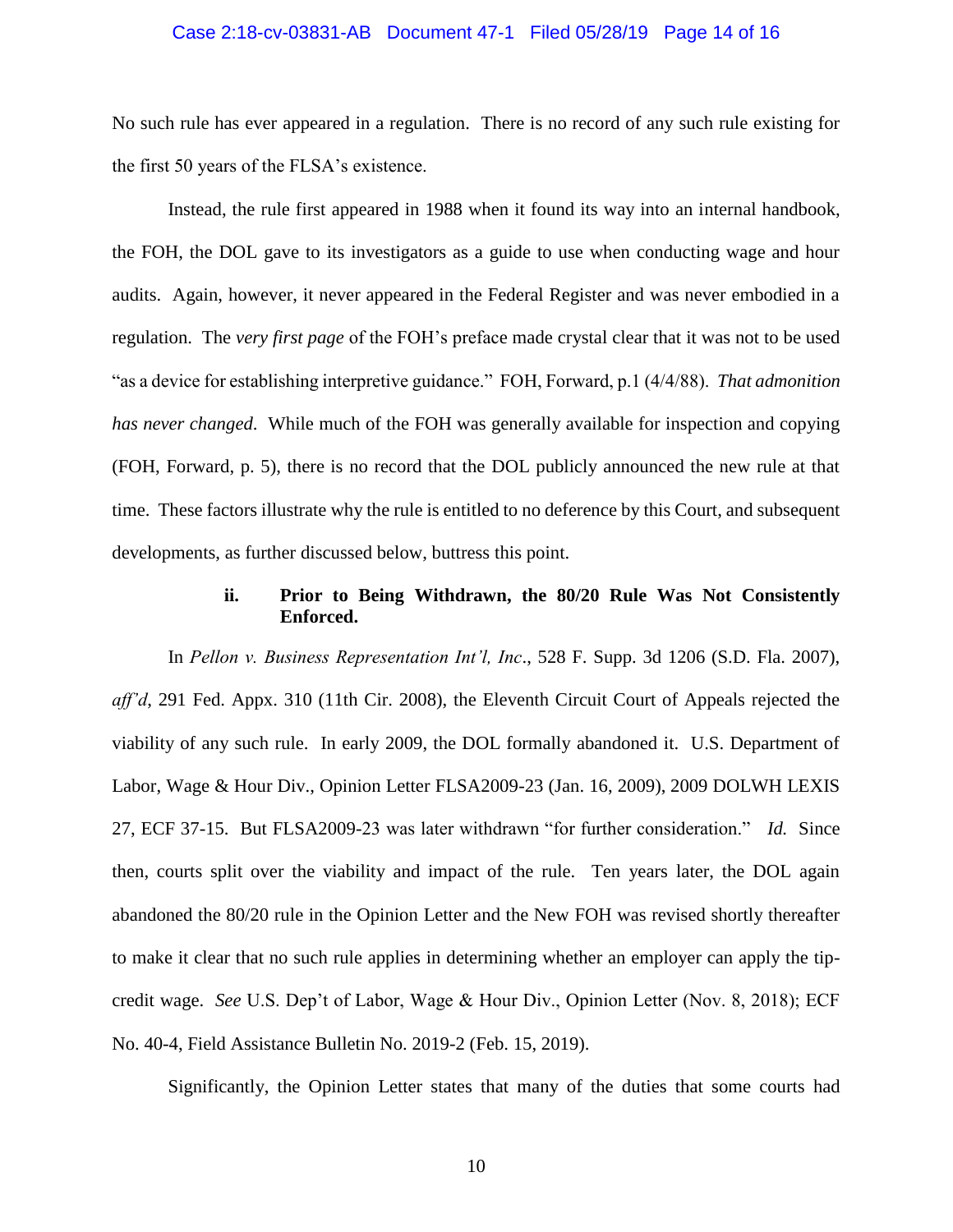No such rule has ever appeared in a regulation. There is no record of any such rule existing for the first 50 years of the FLSA's existence.

Instead, the rule first appeared in 1988 when it found its way into an internal handbook, the FOH, the DOL gave to its investigators as a guide to use when conducting wage and hour audits. Again, however, it never appeared in the Federal Register and was never embodied in a regulation. The *very first page* of the FOH's preface made crystal clear that it was not to be used "as a device for establishing interpretive guidance." FOH, Forward, p.1 (4/4/88). *That admonition has never changed*. While much of the FOH was generally available for inspection and copying (FOH, Forward, p. 5), there is no record that the DOL publicly announced the new rule at that time. These factors illustrate why the rule is entitled to no deference by this Court, and subsequent developments, as further discussed below, buttress this point.

**ii. Prior to Being Withdrawn, the 80/20 Rule Was Not Consistently Enforced.**

In *Pellon v. Business Representation Int'l, Inc*., 528 F. Supp. 3d 1206 (S.D. Fla. 2007), *aff'd*, 291 Fed. Appx. 310 (11th Cir. 2008), the Eleventh Circuit Court of Appeals rejected the viability of any such rule. In early 2009, the DOL formally abandoned it. U.S. Department of Labor, Wage & Hour Div., Opinion Letter FLSA2009-23 (Jan. 16, 2009), 2009 DOLWH LEXIS 27, ECF 37-15. But FLSA2009-23 was later withdrawn "for further consideration." *Id.* Since then, courts split over the viability and impact of the rule. Ten years later, the DOL again abandoned the 80/20 rule in the Opinion Letter and the New FOH was revised shortly thereafter to make it clear that no such rule applies in determining whether an employer can apply the tip-credit wage. *See* U.S. Dep't of Labor, Wage & Hour Div., Opinion Letter (Nov. 8, 2018); ECF No. 40-4, Field Assistance Bulletin No. 2019-2 (Feb. 15, 2019).

Significantly, the Opinion Letter states that many of the duties that some courts had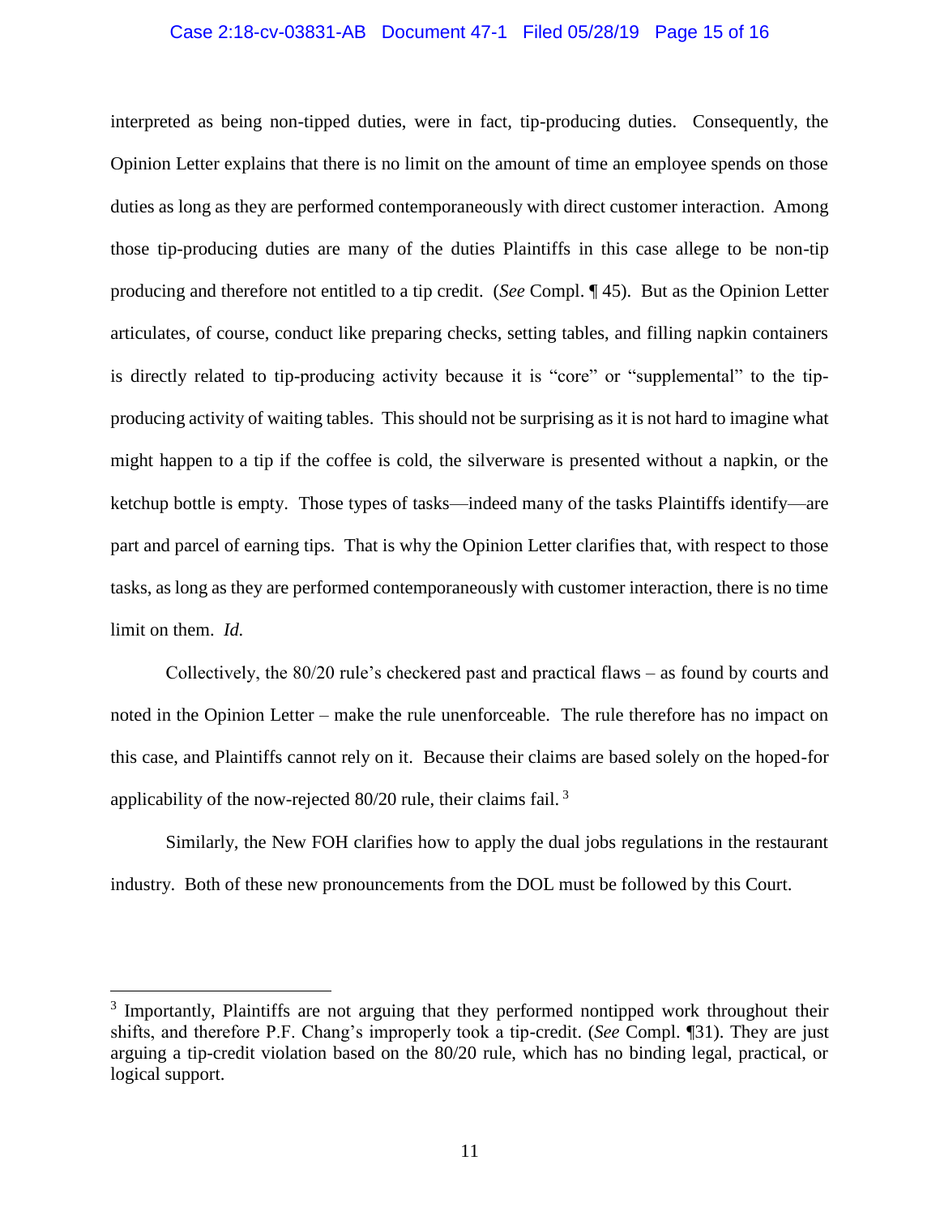interpreted as being non-tipped duties, were in fact, tip-producing duties. Consequently, the Opinion Letter explains that there is no limit on the amount of time an employee spends on those duties as long as they are performed contemporaneously with direct customer interaction. Among those tip-producing duties are many of the duties Plaintiffs in this case allege to be non-tip producing and therefore not entitled to a tip credit. (*See* Compl. ¶ 45). But as the Opinion Letter articulates, of course, conduct like preparing checks, setting tables, and filling napkin containers is directly related to tip-producing activity because it is "core" or "supplemental" to the tip-producing activity of waiting tables. This should not be surprising as it is not hard to imagine what might happen to a tip if the coffee is cold, the silverware is presented without a napkin, or the ketchup bottle is empty. Those types of tasks—indeed many of the tasks Plaintiffs identify—are part and parcel of earning tips. That is why the Opinion Letter clarifies that, with respect to those tasks, as long as they are performed contemporaneously with customer interaction, there is no time limit on them. *Id.*

Collectively, the 80/20 rule's checkered past and practical flaws – as found by courts and noted in the Opinion Letter – make the rule unenforceable. The rule therefore has no impact on this case, and Plaintiffs cannot rely on it. Because their claims are based solely on the hoped-for applicability of the now-rejected 80/20 rule, their claims fail. [3]

Similarly, the New FOH clarifies how to apply the dual jobs regulations in the restaurant industry. Both of these new pronouncements from the DOL must be followed by this Court.

---

[3] Importantly, Plaintiffs are not arguing that they performed nontipped work throughout their shifts, and therefore P.F. Chang's improperly took a tip-credit. (*See* Compl. ¶31). They are just arguing a tip-credit violation based on the 80/20 rule, which has no binding legal, practical, or logical support.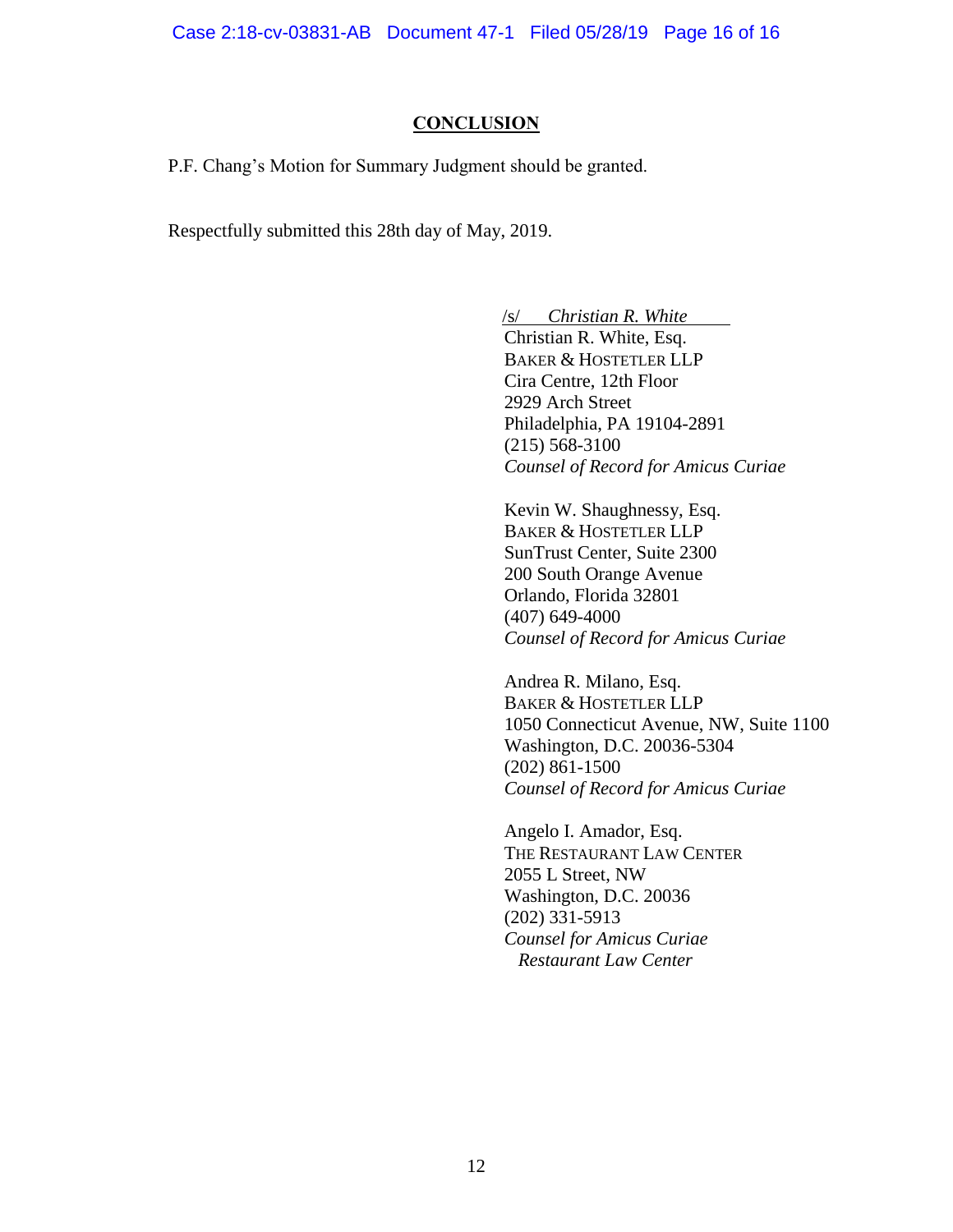## CONCLUSION

P.F. Chang's Motion for Summary Judgment should be granted.

Respectfully submitted this 28th day of May, 2019.

/s/ *Christian R. White*
Christian R. White, Esq.
BAKER & HOSTETLER LLP
Cira Centre, 12th Floor
2929 Arch Street
Philadelphia, PA 19104-2891
(215) 568-3100
*Counsel of Record for Amicus Curiae*

Kevin W. Shaughnessy, Esq.
BAKER & HOSTETLER LLP
SunTrust Center, Suite 2300
200 South Orange Avenue
Orlando, Florida 32801
(407) 649-4000
*Counsel of Record for Amicus Curiae*

Andrea R. Milano, Esq.
BAKER & HOSTETLER LLP
1050 Connecticut Avenue, NW, Suite 1100
Washington, D.C. 20036-5304
(202) 861-1500
*Counsel of Record for Amicus Curiae*

Angelo I. Amador, Esq.
THE RESTAURANT LAW CENTER
2055 L Street, NW
Washington, D.C. 20036
(202) 331-5913
*Counsel for Amicus Curiae*
*Restaurant Law Center*